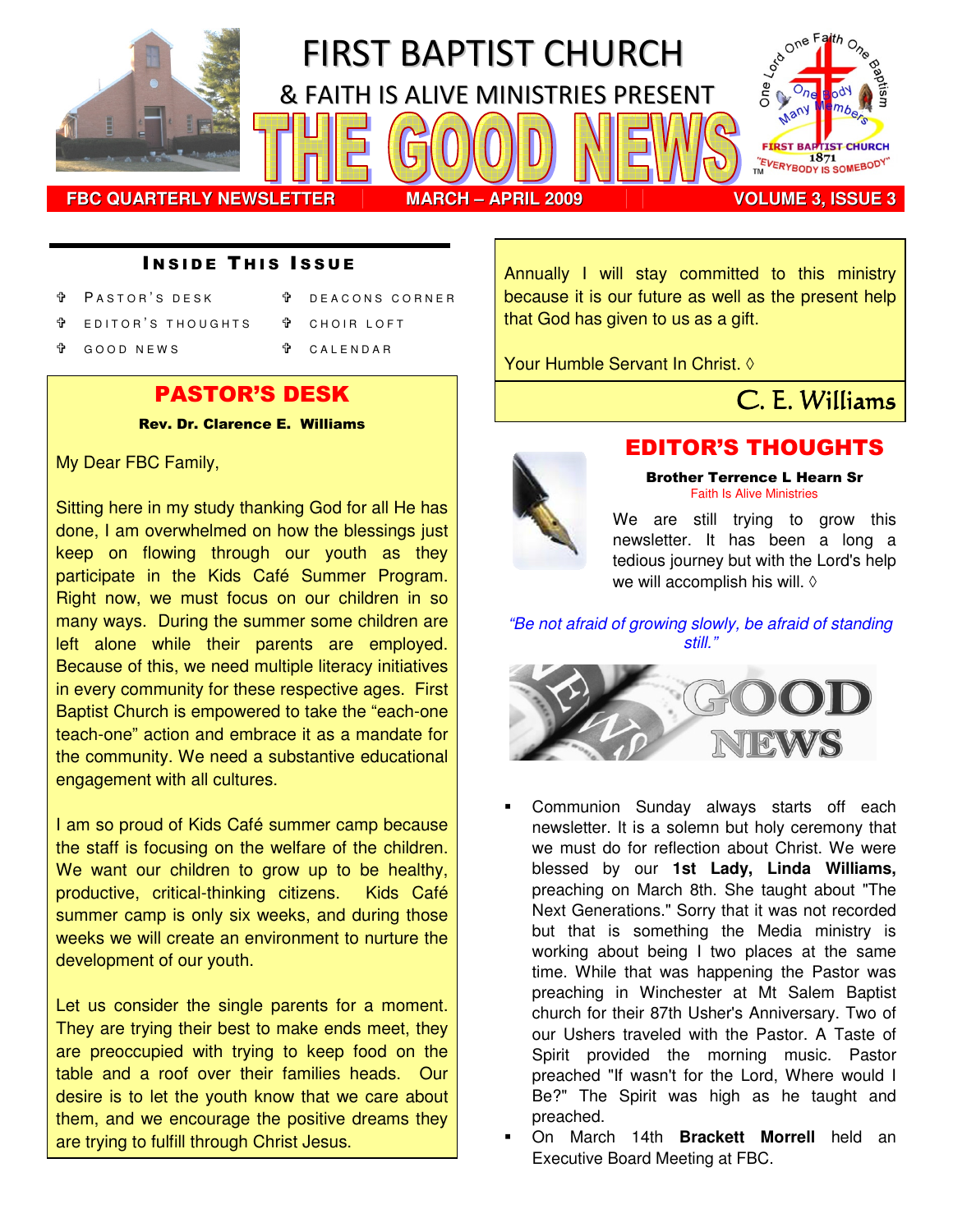# FIRST BAPTIST CHURCH

## & FAITH IS ALIVE MINISTRIES PRESENT

# THE GOOD NEWS

**FBC QUARTERLY NEWSLETTER | MARCH – APRIL 2009 | VOLUME 3, ISSUE 3**

### INSIDE THIS ISSUE

- ✞ PASTOR'S DESK
- ✞ EDITOR'S THOUGHTS
- ✞ GOOD NEWS
- ✞ DEACONS CORNER
- ✞ CHOIR LOFT
- ✞ CALENDAR

## PASTOR'S DESK

**Rev. Dr. Clarence E. Williams**

My Dear FBC Family,

Sitting here in my study thanking God for all He has done, I am overwhelmed on how the blessings just keep on flowing through our youth as they participate in the Kids Café Summer Program. Right now, we must focus on our children in so many ways. During the summer some children are left alone while their parents are employed. Because of this, we need multiple literacy initiatives in every community for these respective ages. First Baptist Church is empowered to take the "each-one teach-one" action and embrace it as a mandate for the community. We need a substantive educational engagement with all cultures.

I am so proud of Kids Café summer camp because the staff is focusing on the welfare of the children. We want our children to grow up to be healthy, productive, critical-thinking citizens. Kids Café summer camp is only six weeks, and during those weeks we will create an environment to nurture the development of our youth.

Let us consider the single parents for a moment. They are trying their best to make ends meet, they are preoccupied with trying to keep food on the table and a roof over their families heads. Our desire is to let the youth know that we care about them, and we encourage the positive dreams they are trying to fulfill through Christ Jesus.

Annually I will stay committed to this ministry because it is our future as well as the present help that God has given to us as a gift.

Your Humble Servant In Christ. ◊

*C. E. Williams*

## EDITOR'S THOUGHTS

**Brother Terrence L Hearn Sr**
Faith Is Alive Ministries

We are still trying to grow this newsletter. It has been a long a tedious journey but with the Lord's help we will accomplish his will. ◊

*"Be not afraid of growing slowly, be afraid of standing still."*

## GOOD NEWS

- Communion Sunday always starts off each newsletter. It is a solemn but holy ceremony that we must do for reflection about Christ. We were blessed by our **1st Lady, Linda Williams,** preaching on March 8th. She taught about "The Next Generations." Sorry that it was not recorded but that is something the Media ministry is working about being I two places at the same time. While that was happening the Pastor was preaching in Winchester at Mt Salem Baptist church for their 87th Usher's Anniversary. Two of our Ushers traveled with the Pastor. A Taste of Spirit provided the morning music. Pastor preached "If wasn't for the Lord, Where would I Be?" The Spirit was high as he taught and preached.
- On March 14th **Brackett Morrell** held an Executive Board Meeting at FBC.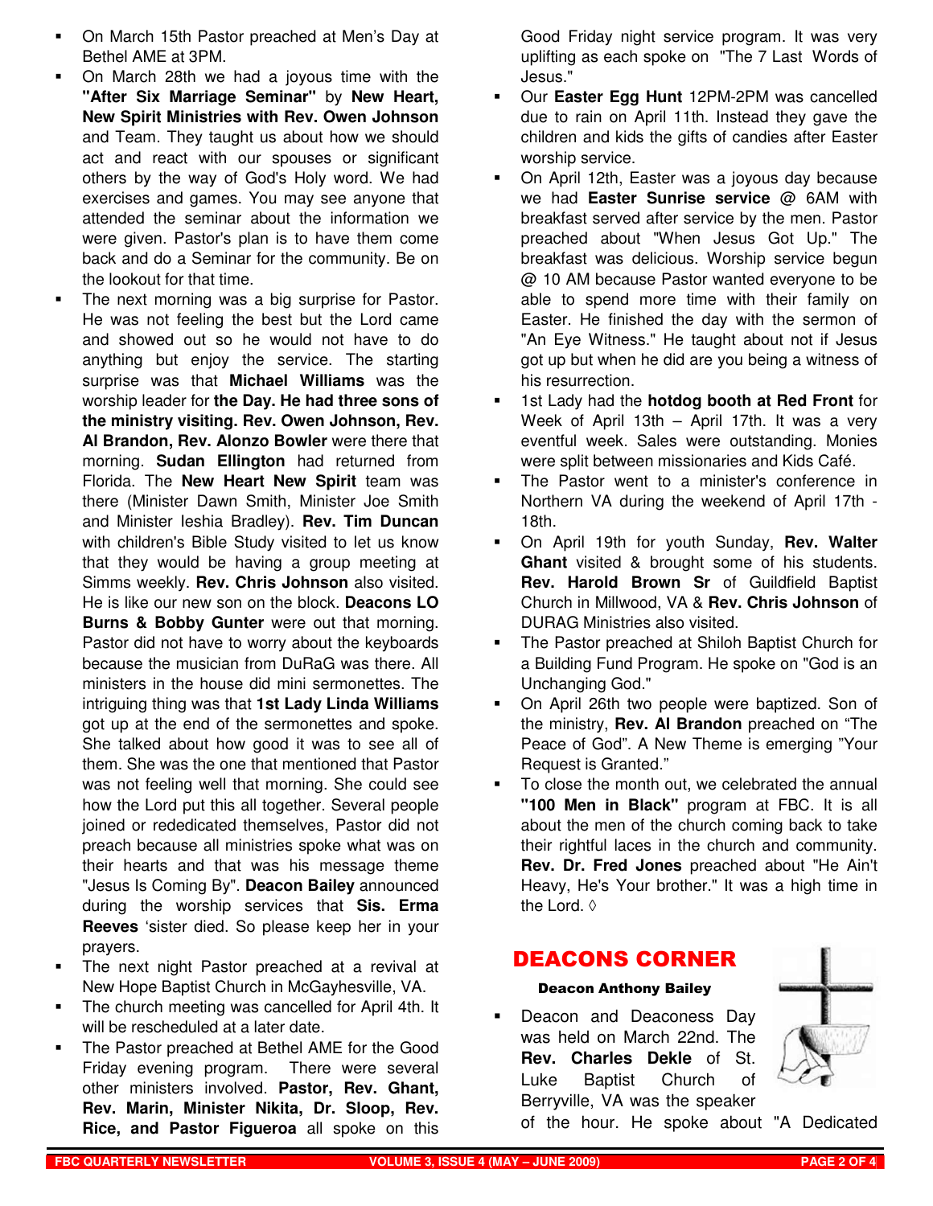- On March 15th Pastor preached at Men's Day at Bethel AME at 3PM.
- On March 28th we had a joyous time with the **"After Six Marriage Seminar"** by **New Heart, New Spirit Ministries with Rev. Owen Johnson** and Team. They taught us about how we should act and react with our spouses or significant others by the way of God's Holy word. We had exercises and games. You may see anyone that attended the seminar about the information we were given. Pastor's plan is to have them come back and do a Seminar for the community. Be on the lookout for that time.
- The next morning was a big surprise for Pastor. He was not feeling the best but the Lord came and showed out so he would not have to do anything but enjoy the service. The starting surprise was that **Michael Williams** was the worship leader for **the Day. He had three sons of the ministry visiting. Rev. Owen Johnson, Rev. Al Brandon, Rev. Alonzo Bowler** were there that morning. **Sudan Ellington** had returned from Florida. The **New Heart New Spirit** team was there (Minister Dawn Smith, Minister Joe Smith and Minister Ieshia Bradley). **Rev. Tim Duncan** with children's Bible Study visited to let us know that they would be having a group meeting at Simms weekly. **Rev. Chris Johnson** also visited. He is like our new son on the block. **Deacons LO Burns & Bobby Gunter** were out that morning. Pastor did not have to worry about the keyboards because the musician from DuRaG was there. All ministers in the house did mini sermonettes. The intriguing thing was that **1st Lady Linda Williams** got up at the end of the sermonettes and spoke. She talked about how good it was to see all of them. She was the one that mentioned that Pastor was not feeling well that morning. She could see how the Lord put this all together. Several people joined or rededicated themselves, Pastor did not preach because all ministries spoke what was on their hearts and that was his message theme "Jesus Is Coming By". **Deacon Bailey** announced during the worship services that **Sis. Erma Reeves** 'sister died. So please keep her in your prayers.
- The next night Pastor preached at a revival at New Hope Baptist Church in McGayhesville, VA.
- The church meeting was cancelled for April 4th. It will be rescheduled at a later date.
- The Pastor preached at Bethel AME for the Good Friday evening program. There were several other ministers involved. **Pastor, Rev. Ghant, Rev. Marin, Minister Nikita, Dr. Sloop, Rev. Rice, and Pastor Figueroa** all spoke on this Good Friday night service program. It was very uplifting as each spoke on "The 7 Last Words of Jesus."
- Our **Easter Egg Hunt** 12PM-2PM was cancelled due to rain on April 11th. Instead they gave the children and kids the gifts of candies after Easter worship service.
- On April 12th, Easter was a joyous day because we had **Easter Sunrise service** @ 6AM with breakfast served after service by the men. Pastor preached about "When Jesus Got Up." The breakfast was delicious. Worship service begun @ 10 AM because Pastor wanted everyone to be able to spend more time with their family on Easter. He finished the day with the sermon of "An Eye Witness." He taught about not if Jesus got up but when he did are you being a witness of his resurrection.
- 1st Lady had the **hotdog booth at Red Front** for Week of April 13th – April 17th. It was a very eventful week. Sales were outstanding. Monies were split between missionaries and Kids Café.
- The Pastor went to a minister's conference in Northern VA during the weekend of April 17th - 18th.
- On April 19th for youth Sunday, **Rev. Walter Ghant** visited & brought some of his students. **Rev. Harold Brown Sr** of Guildfield Baptist Church in Millwood, VA & **Rev. Chris Johnson** of DURAG Ministries also visited.
- The Pastor preached at Shiloh Baptist Church for a Building Fund Program. He spoke on "God is an Unchanging God."
- On April 26th two people were baptized. Son of the ministry, **Rev. Al Brandon** preached on "The Peace of God". A New Theme is emerging "Your Request is Granted."
- To close the month out, we celebrated the annual **"100 Men in Black"** program at FBC. It is all about the men of the church coming back to take their rightful laces in the church and community. **Rev. Dr. Fred Jones** preached about "He Ain't Heavy, He's Your brother." It was a high time in the Lord. ◊

## DEACONS CORNER

**Deacon Anthony Bailey**

- Deacon and Deaconess Day was held on March 22nd. The **Rev. Charles Dekle** of St. Luke Baptist Church of Berryville, VA was the speaker of the hour. He spoke about "A Dedicated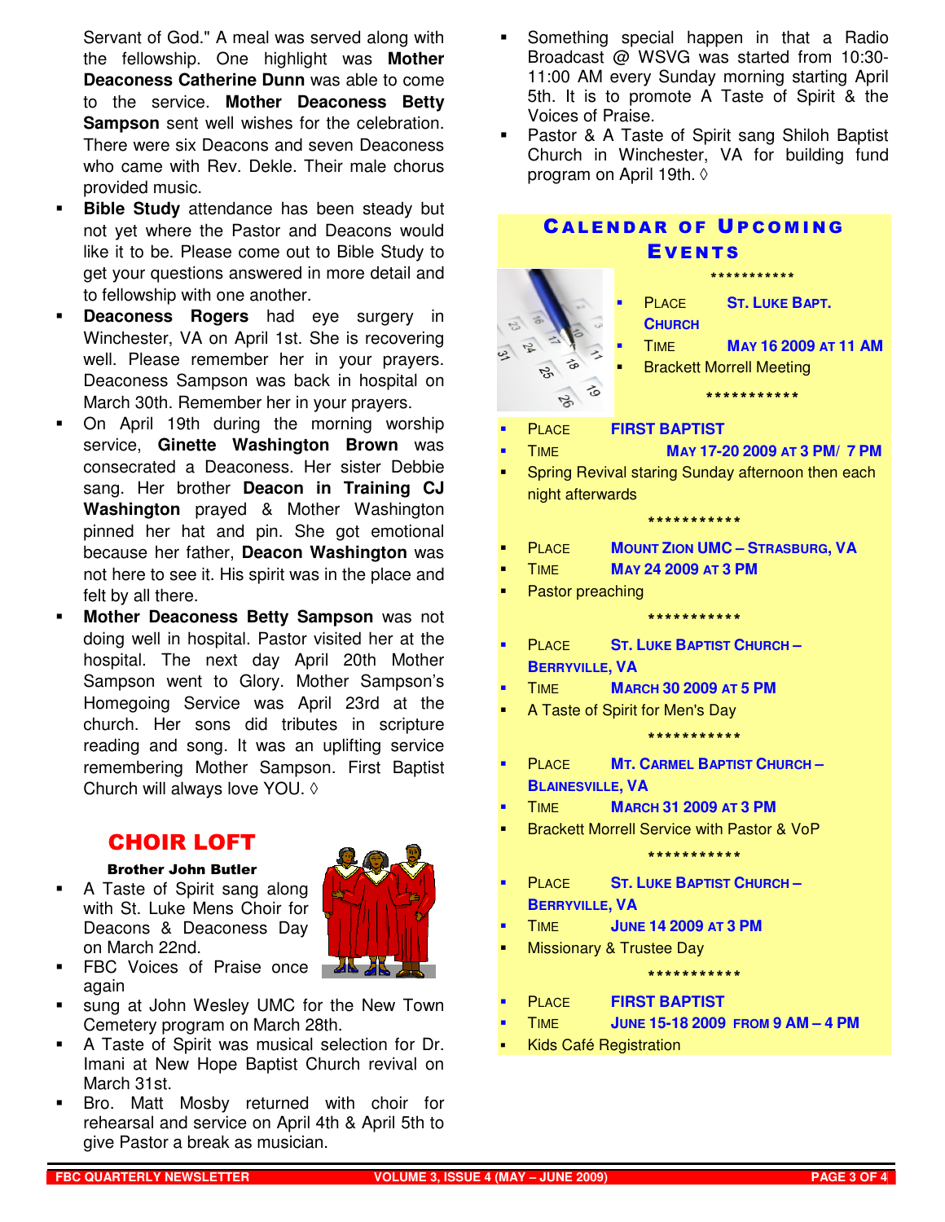Servant of God." A meal was served along with the fellowship. One highlight was **Mother Deaconess Catherine Dunn** was able to come to the service. **Mother Deaconess Betty Sampson** sent well wishes for the celebration. There were six Deacons and seven Deaconess who came with Rev. Dekle. Their male chorus provided music.

- **Bible Study** attendance has been steady but not yet where the Pastor and Deacons would like it to be. Please come out to Bible Study to get your questions answered in more detail and to fellowship with one another.
- **Deaconess Rogers** had eye surgery in Winchester, VA on April 1st. She is recovering well. Please remember her in your prayers. Deaconess Sampson was back in hospital on March 30th. Remember her in your prayers.
- On April 19th during the morning worship service, **Ginette Washington Brown** was consecrated a Deaconess. Her sister Debbie sang. Her brother **Deacon in Training CJ Washington** prayed & Mother Washington pinned her hat and pin. She got emotional because her father, **Deacon Washington** was not here to see it. His spirit was in the place and felt by all there.
- **Mother Deaconess Betty Sampson** was not doing well in hospital. Pastor visited her at the hospital. The next day April 20th Mother Sampson went to Glory. Mother Sampson's Homegoing Service was April 23rd at the church. Her sons did tributes in scripture reading and song. It was an uplifting service remembering Mother Sampson. First Baptist Church will always love YOU. ◊

## CHOIR LOFT

**Brother John Butler**

- A Taste of Spirit sang along with St. Luke Mens Choir for Deacons & Deaconess Day on March 22nd.
- FBC Voices of Praise once again
- sung at John Wesley UMC for the New Town Cemetery program on March 28th.
- A Taste of Spirit was musical selection for Dr. Imani at New Hope Baptist Church revival on March 31st.
- Bro. Matt Mosby returned with choir for rehearsal and service on April 4th & April 5th to give Pastor a break as musician.
- Something special happen in that a Radio Broadcast @ WSVG was started from 10:30-11:00 AM every Sunday morning starting April 5th. It is to promote A Taste of Spirit & the Voices of Praise.
- Pastor & A Taste of Spirit sang Shiloh Baptist Church in Winchester, VA for building fund program on April 19th. ◊

## CALENDAR OF UPCOMING EVENTS

\*\*\*\*\*\*\*\*\*\*\*

- PLACE **ST. LUKE BAPT. CHURCH**
- TIME **MAY 16 2009 AT 11 AM**
- Brackett Morrell Meeting

\*\*\*\*\*\*\*\*\*\*\*

- PLACE **FIRST BAPTIST**
- TIME **MAY 17-20 2009 AT 3 PM/ 7 PM**
- Spring Revival staring Sunday afternoon then each night afterwards

\*\*\*\*\*\*\*\*\*\*\*

- PLACE **MOUNT ZION UMC – STRASBURG, VA**
- TIME **MAY 24 2009 AT 3 PM**
- Pastor preaching

\*\*\*\*\*\*\*\*\*\*\*

- PLACE **ST. LUKE BAPTIST CHURCH – BERRYVILLE, VA**
- TIME **MARCH 30 2009 AT 5 PM**
- A Taste of Spirit for Men's Day

\*\*\*\*\*\*\*\*\*\*\*

- PLACE **MT. CARMEL BAPTIST CHURCH – BLAINESVILLE, VA**
- TIME **MARCH 31 2009 AT 3 PM**
- Brackett Morrell Service with Pastor & VoP

\*\*\*\*\*\*\*\*\*\*\*

- PLACE **ST. LUKE BAPTIST CHURCH – BERRYVILLE, VA**
- TIME **JUNE 14 2009 AT 3 PM**
- Missionary & Trustee Day

\*\*\*\*\*\*\*\*\*\*\*

- PLACE **FIRST BAPTIST**
- TIME **JUNE 15-18 2009 FROM 9 AM – 4 PM**
- Kids Café Registration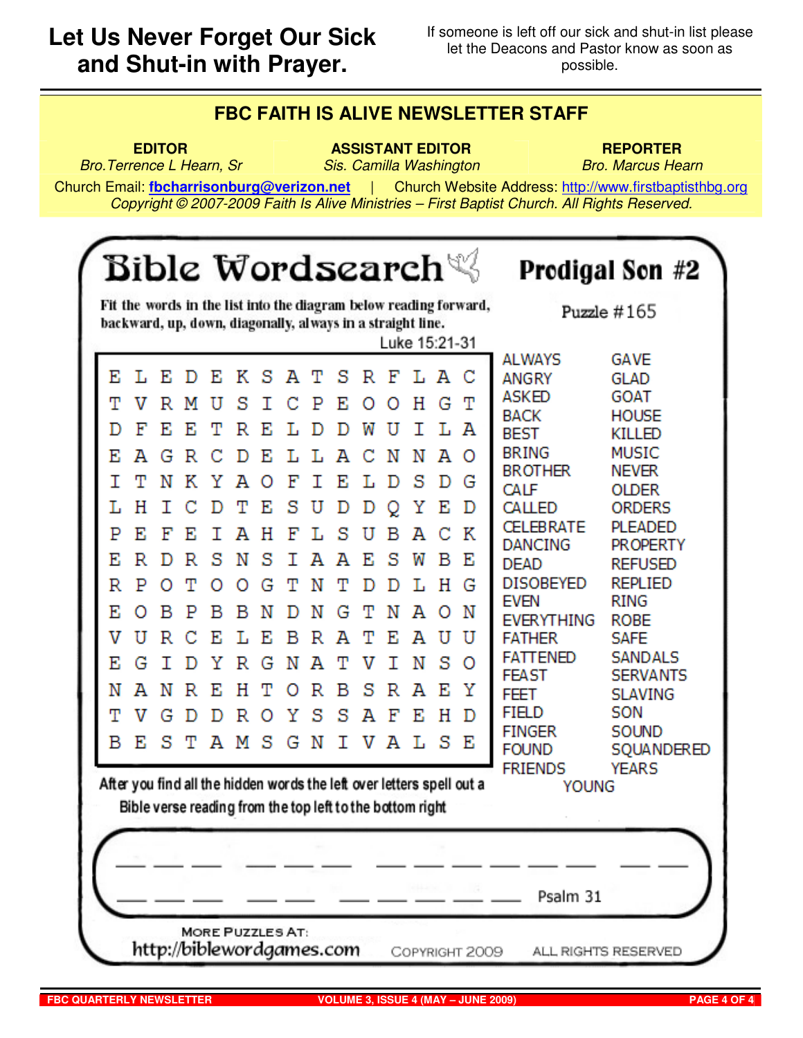# Let Us Never Forget Our Sick and Shut-in with Prayer.

If someone is left off our sick and shut-in list please let the Deacons and Pastor know as soon as possible.

## FBC FAITH IS ALIVE NEWSLETTER STAFF

| EDITOR | ASSISTANT EDITOR | REPORTER |
|---|---|---|
| *Bro.Terrence L Hearn, Sr* | *Sis. Camilla Washington* | *Bro. Marcus Hearn* |

Church Email: **fbcharrisonburg@verizon.net** | Church Website Address: http://www.firstbaptisthbg.org

*Copyright © 2007-2009 Faith Is Alive Ministries – First Baptist Church. All Rights Reserved.*

## Bible Wordsearch — Prodigal Son #2

Puzzle #165

Fit the words in the list into the diagram below reading forward, backward, up, down, diagonally, always in a straight line.

Luke 15:21-31

```
E L E D E K S A T S R F L A C
T V R M U S I C P E O O H G T
D F E E T R E L D D W U I L A
E A G R C D E L L A C N N A O
I T N K Y A O F I E L D S D G
L H I C D T E S U D D Q Y E D
P E F E I A H F L S U B A C K
E R D R S N S I A A E S W B E
R P O T O O G T N T D D L H G
E O B P B B N D N G T N A O N
V U R C E L E B R A T E A U U
E G I D Y R G N A T V I N S O
N A N R E H T O R B S R A E Y
T V G D D R O Y S S A F E H D
B E S T A M S G N I V A L S E
```

| | |
|---|---|
| ALWAYS | GAVE |
| ANGRY | GLAD |
| ASKED | GOAT |
| BACK | HOUSE |
| BEST | KILLED |
| BRING | MUSIC |
| BROTHER | NEVER |
| CALF | OLDER |
| CALLED | ORDERS |
| CELEBRATE | PLEADED |
| DANCING | PROPERTY |
| DEAD | REFUSED |
| DISOBEYED | REPLIED |
| EVEN | RING |
| EVERYTHING | ROBE |
| FATHER | SAFE |
| FATTENED | SANDALS |
| FEAST | SERVANTS |
| FEET | SLAVING |
| FIELD | SON |
| FINGER | SOUND |
| FOUND | SQUANDERED |
| FRIENDS | YEARS |
| | YOUNG |

After you find all the hidden words the left over letters spell out a Bible verse reading from the top left to the bottom right

___ ___ ___   ___ ___ ___   ___ ___ ___ ___ ___ ___   ___ ___

___ ___ ___   ___ ___   ___ ___ ___ ___ ___   Psalm 31

MORE PUZZLES AT: http://biblewordgames.com   COPYRIGHT 2009   ALL RIGHTS RESERVED